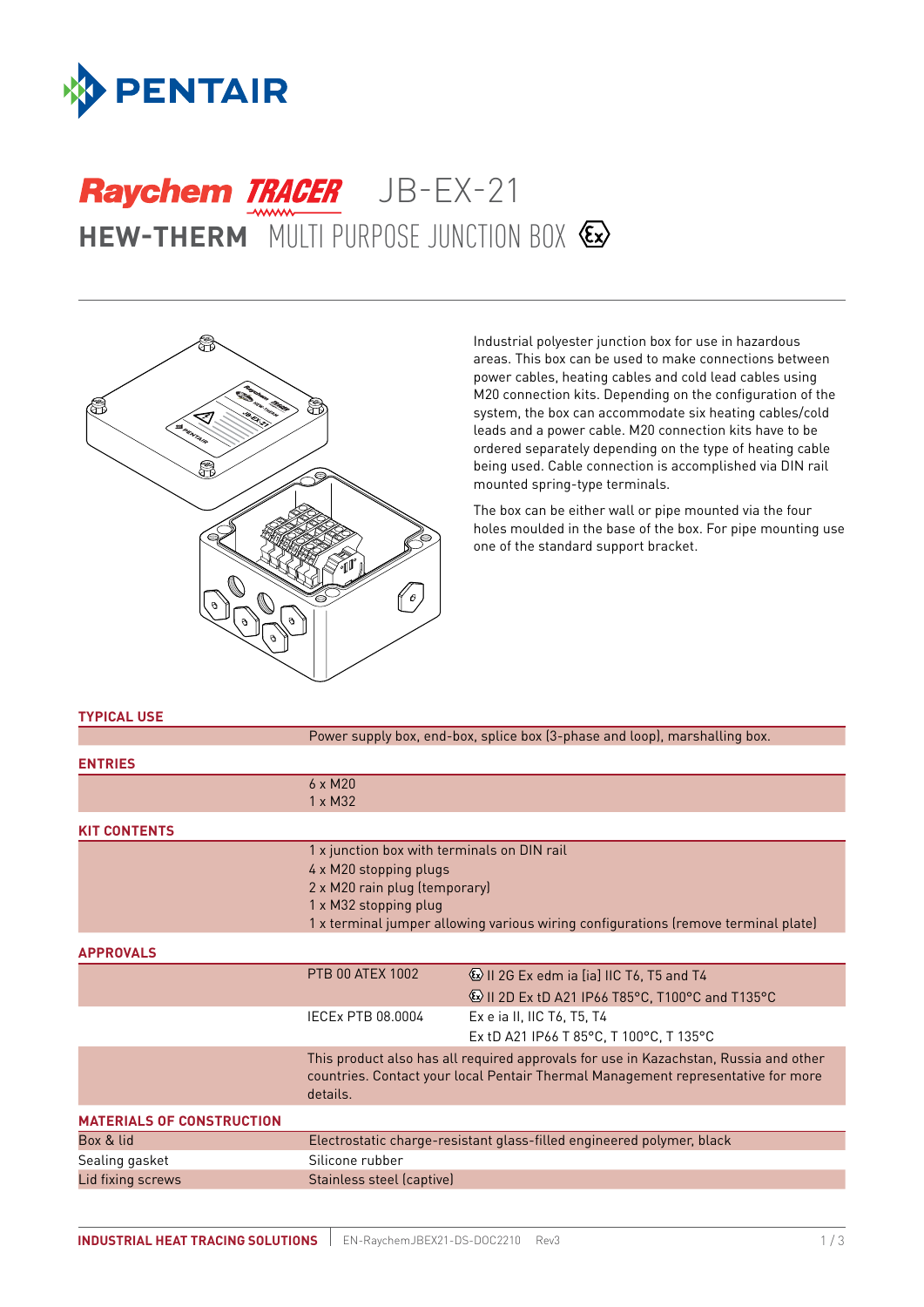# Raychem TRACER JB-EX-21

## HEW-THERM MULTI PURPOSE JUNCTION BOX

Industrial polyester junction box for use in hazardous areas. This box can be used to make connections between power cables, heating cables and cold lead cables using M20 connection kits. Depending on the configuration of the system, the box can accommodate six heating cables/cold leads and a power cable. M20 connection kits have to be ordered separately depending on the type of heating cable being used. Cable connection is accomplished via DIN rail mounted spring-type terminals.

The box can be either wall or pipe mounted via the four holes moulded in the base of the box. For pipe mounting use one of the standard support bracket.

### TYPICAL USE

Power supply box, end-box, splice box (3-phase and loop), marshalling box.

### ENTRIES

6 x M20
1 x M32

### KIT CONTENTS

1 x junction box with terminals on DIN rail
4 x M20 stopping plugs
2 x M20 rain plug (temporary)
1 x M32 stopping plug
1 x terminal jumper allowing various wiring configurations (remove terminal plate)

### APPROVALS

| | |
|---|---|
| PTB 00 ATEX 1002 | Ex II 2G Ex edm ia [ia] IIC T6, T5 and T4<br>Ex II 2D Ex tD A21 IP66 T85°C, T100°C and T135°C |
| IECEx PTB 08.0004 | Ex e ia II, IIC T6, T5, T4<br>Ex tD A21 IP66 T 85°C, T 100°C, T 135°C |

This product also has all required approvals for use in Kazachstan, Russia and other countries. Contact your local Pentair Thermal Management representative for more details.

### MATERIALS OF CONSTRUCTION

| | |
|---|---|
| Box & lid | Electrostatic charge-resistant glass-filled engineered polymer, black |
| Sealing gasket | Silicone rubber |
| Lid fixing screws | Stainless steel (captive) |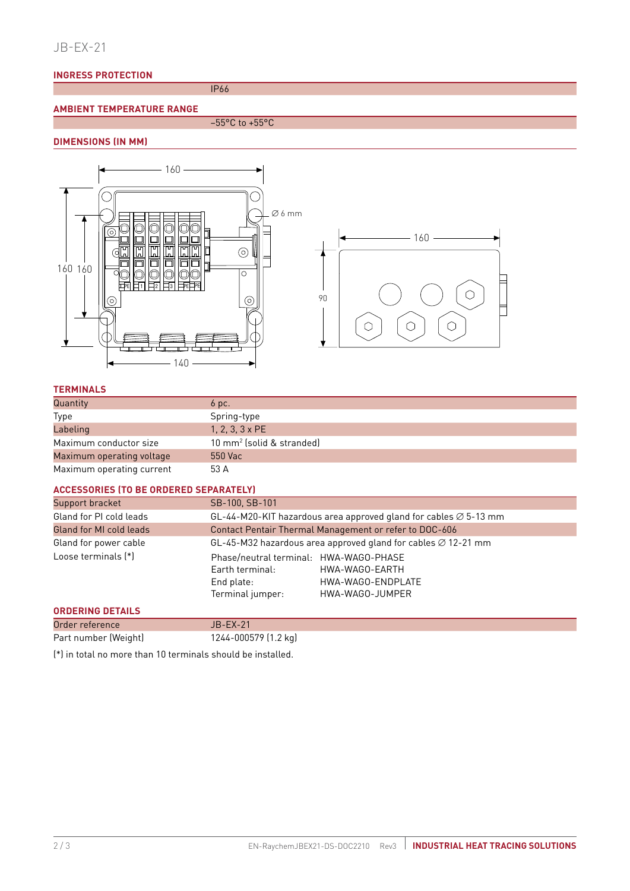# JB-EX-21

## INGRESS PROTECTION

| | IP66 |
|---|---|

## AMBIENT TEMPERATURE RANGE

| | –55°C to +55°C |
|---|---|

## DIMENSIONS (IN MM)

## TERMINALS

| | |
|---|---|
| Quantity | 6 pc. |
| Type | Spring-type |
| Labeling | 1, 2, 3, 3 x PE |
| Maximum conductor size | 10 mm² (solid & stranded) |
| Maximum operating voltage | 550 Vac |
| Maximum operating current | 53 A |

## ACCESSORIES (TO BE ORDERED SEPARATELY)

| | |
|---|---|
| Support bracket | SB-100, SB-101 |
| Gland for PI cold leads | GL-44-M20-KIT hazardous area approved gland for cables ∅ 5-13 mm |
| Gland for MI cold leads | Contact Pentair Thermal Management or refer to DOC-606 |
| Gland for power cable | GL-45-M32 hazardous area approved gland for cables ∅ 12-21 mm |
| Loose terminals (*) | Phase/neutral terminal: HWA-WAGO-PHASE<br>Earth terminal: HWA-WAGO-EARTH<br>End plate: HWA-WAGO-ENDPLATE<br>Terminal jumper: HWA-WAGO-JUMPER |

## ORDERING DETAILS

| | |
|---|---|
| Order reference | JB-EX-21 |
| Part number (Weight) | 1244-000579 (1.2 kg) |

(*) in total no more than 10 terminals should be installed.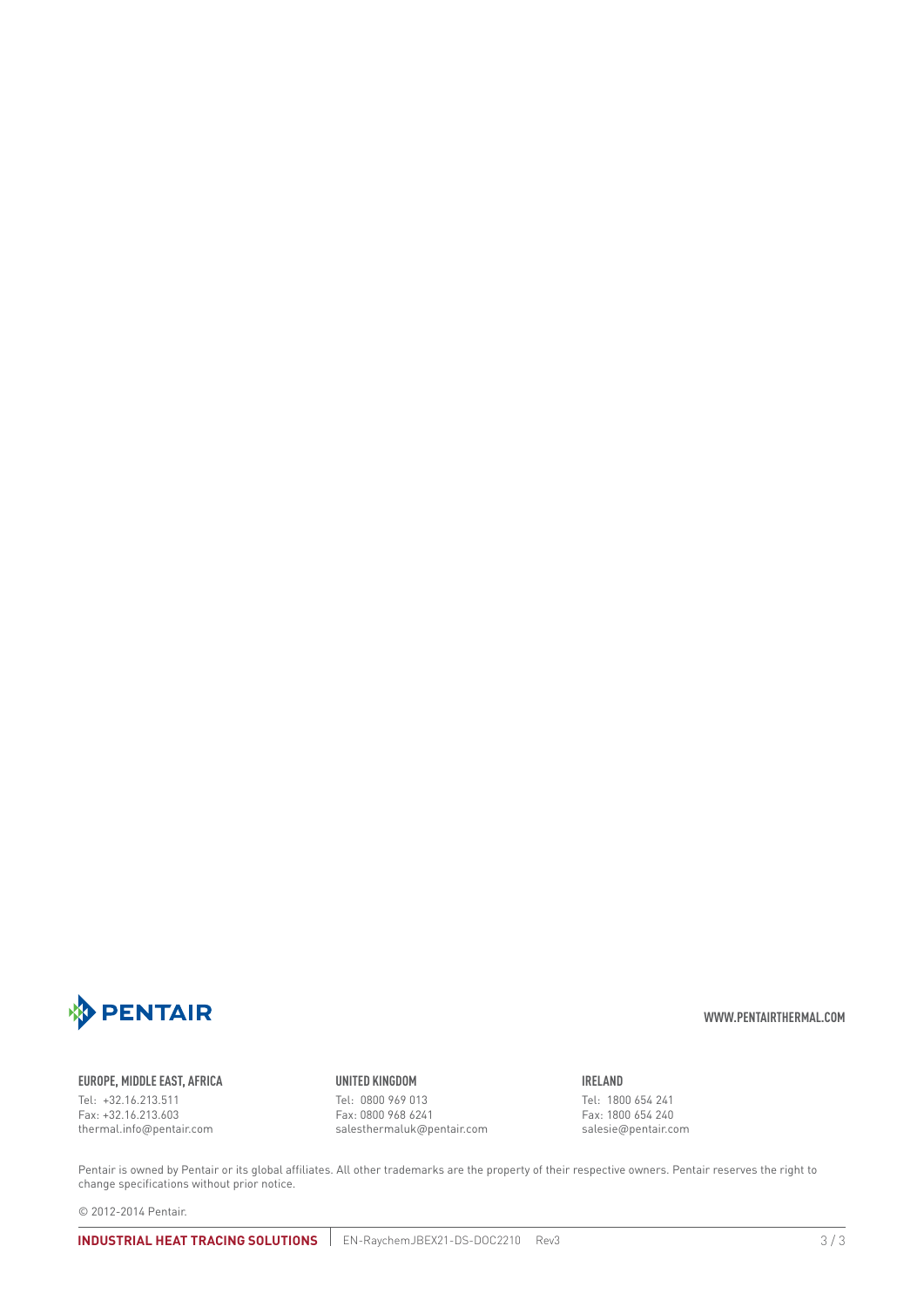PENTAIR

WWW.PENTAIRTHERMAL.COM

**EUROPE, MIDDLE EAST, AFRICA**
Tel: +32.16.213.511
Fax: +32.16.213.603
thermal.info@pentair.com

**UNITED KINGDOM**
Tel: 0800 969 013
Fax: 0800 968 6241
salesthermaluk@pentair.com

**IRELAND**
Tel: 1800 654 241
Fax: 1800 654 240
salesie@pentair.com

Pentair is owned by Pentair or its global affiliates. All other trademarks are the property of their respective owners. Pentair reserves the right to change specifications without prior notice.

© 2012-2014 Pentair.

**INDUSTRIAL HEAT TRACING SOLUTIONS** | EN-RaychemJBEX21-DS-DOC2210 Rev3